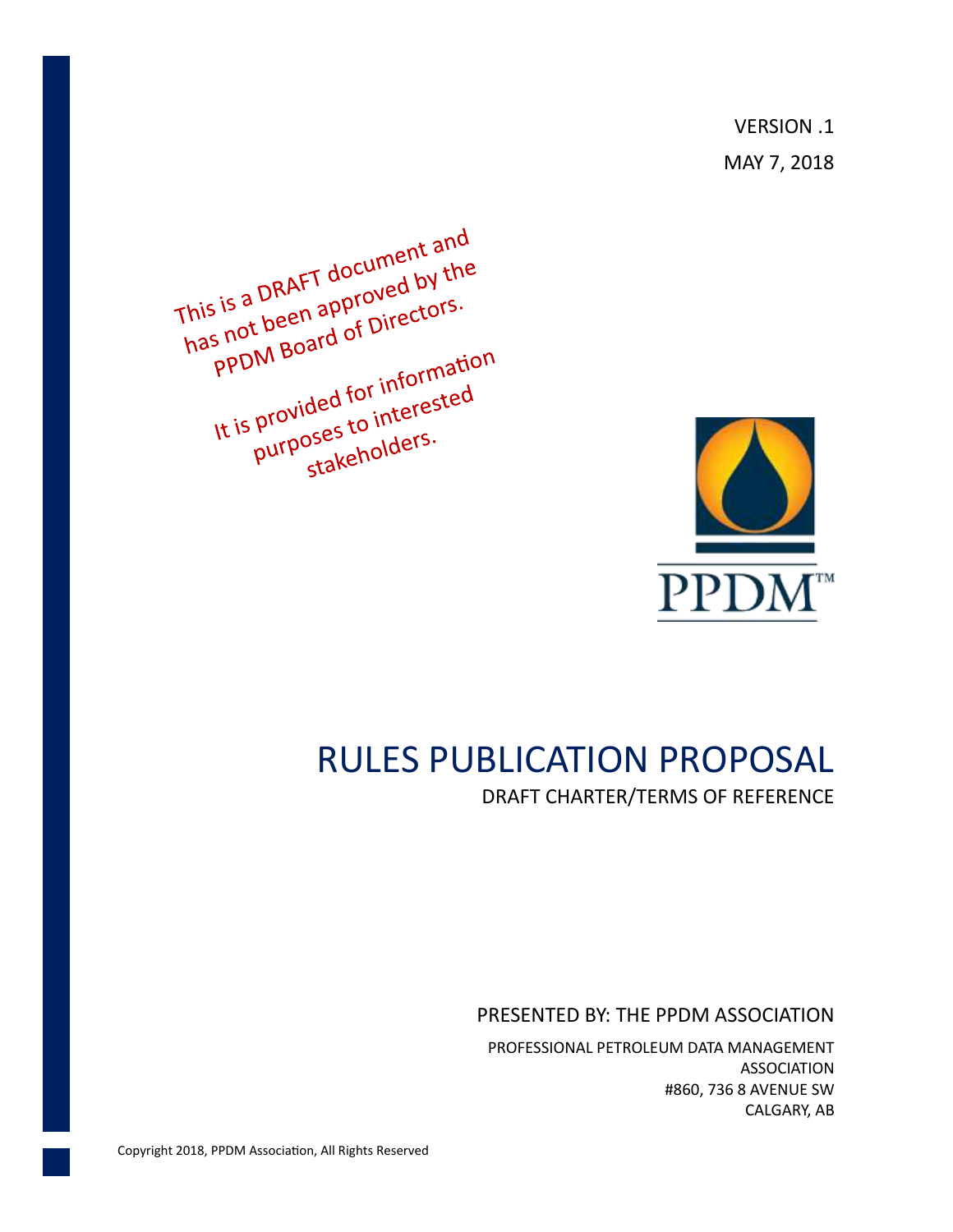VERSION .1

MAY 7, 2018

This is a DRAFT document and has not been approved by the PPDM Board of Directors.

It is provided for information purposes to interested stakeholders.

PPDM™

# RULES PUBLICATION PROPOSAL

DRAFT CHARTER/TERMS OF REFERENCE

PRESENTED BY: THE PPDM ASSOCIATION

PROFESSIONAL PETROLEUM DATA MANAGEMENT ASSOCIATION
#860, 736 8 AVENUE SW
CALGARY, AB

Copyright 2018, PPDM Association, All Rights Reserved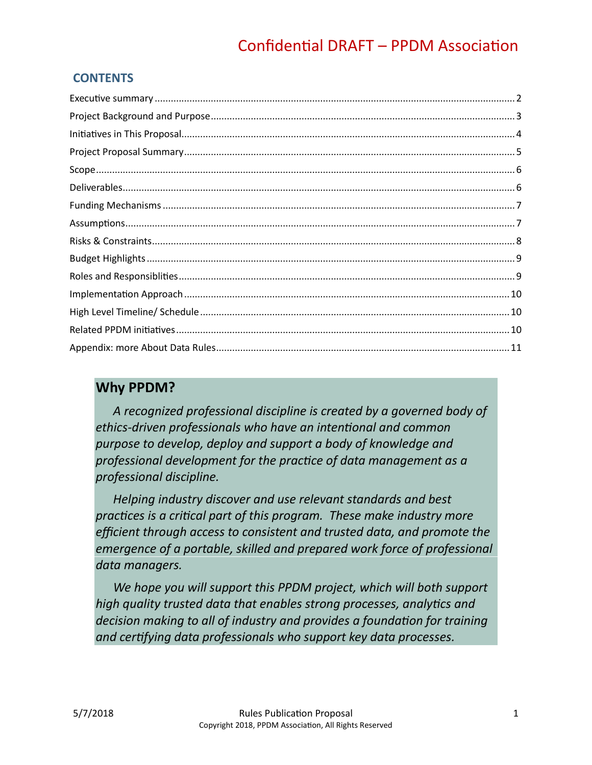## CONTENTS

Executive summary ..... 2
Project Background and Purpose ..... 3
Initiatives in This Proposal ..... 4
Project Proposal Summary ..... 5
Scope ..... 6
Deliverables ..... 6
Funding Mechanisms ..... 7
Assumptions ..... 7
Risks & Constraints ..... 8
Budget Highlights ..... 9
Roles and Responsiblities ..... 9
Implementation Approach ..... 10
High Level Timeline/ Schedule ..... 10
Related PPDM initiatives ..... 10
Appendix: more About Data Rules ..... 11

### Why PPDM?

*A recognized professional discipline is created by a governed body of ethics-driven professionals who have an intentional and common purpose to develop, deploy and support a body of knowledge and professional development for the practice of data management as a professional discipline.*

*Helping industry discover and use relevant standards and best practices is a critical part of this program. These make industry more efficient through access to consistent and trusted data, and promote the emergence of a portable, skilled and prepared work force of professional data managers.*

*We hope you will support this PPDM project, which will both support high quality trusted data that enables strong processes, analytics and decision making to all of industry and provides a foundation for training and certifying data professionals who support key data processes.*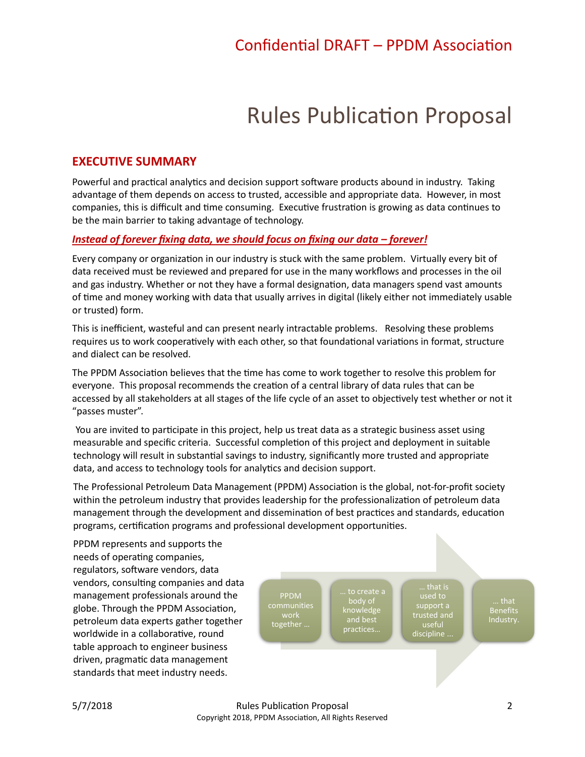# Rules Publication Proposal

## EXECUTIVE SUMMARY

Powerful and practical analytics and decision support software products abound in industry. Taking advantage of them depends on access to trusted, accessible and appropriate data. However, in most companies, this is difficult and time consuming. Executive frustration is growing as data continues to be the main barrier to taking advantage of technology.

***Instead of forever fixing data, we should focus on fixing our data – forever!***

Every company or organization in our industry is stuck with the same problem. Virtually every bit of data received must be reviewed and prepared for use in the many workflows and processes in the oil and gas industry. Whether or not they have a formal designation, data managers spend vast amounts of time and money working with data that usually arrives in digital (likely either not immediately usable or trusted) form.

This is inefficient, wasteful and can present nearly intractable problems. Resolving these problems requires us to work cooperatively with each other, so that foundational variations in format, structure and dialect can be resolved.

The PPDM Association believes that the time has come to work together to resolve this problem for everyone. This proposal recommends the creation of a central library of data rules that can be accessed by all stakeholders at all stages of the life cycle of an asset to objectively test whether or not it "passes muster".

You are invited to participate in this project, help us treat data as a strategic business asset using measurable and specific criteria. Successful completion of this project and deployment in suitable technology will result in substantial savings to industry, significantly more trusted and appropriate data, and access to technology tools for analytics and decision support.

The Professional Petroleum Data Management (PPDM) Association is the global, not-for-profit society within the petroleum industry that provides leadership for the professionalization of petroleum data management through the development and dissemination of best practices and standards, education programs, certification programs and professional development opportunities.

PPDM represents and supports the needs of operating companies, regulators, software vendors, data vendors, consulting companies and data management professionals around the globe. Through the PPDM Association, petroleum data experts gather together worldwide in a collaborative, round table approach to engineer business driven, pragmatic data management standards that meet industry needs.

PPDM communities work together … → … to create a body of knowledge and best practices… → … that is used to support a trusted and useful discipline … → … that Benefits Industry.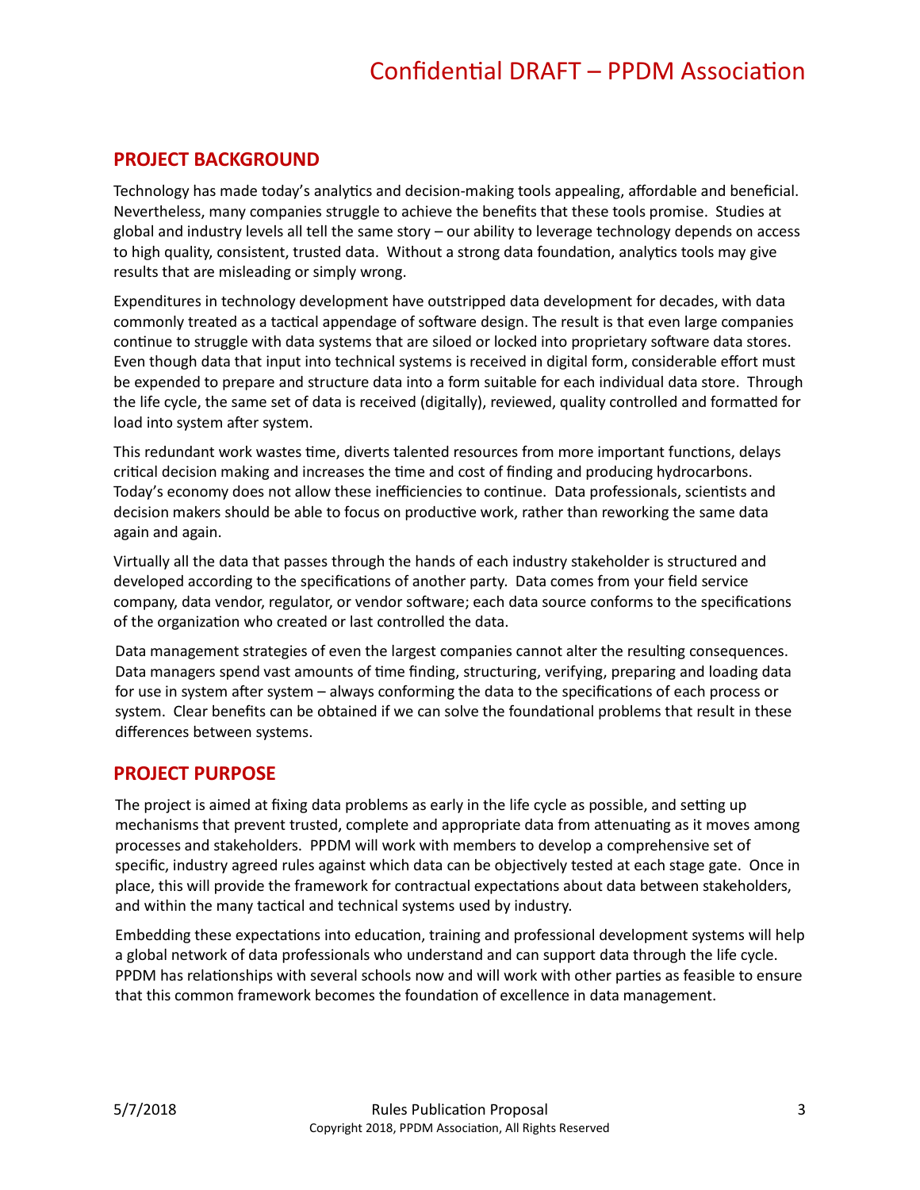## PROJECT BACKGROUND

Technology has made today's analytics and decision-making tools appealing, affordable and beneficial. Nevertheless, many companies struggle to achieve the benefits that these tools promise. Studies at global and industry levels all tell the same story – our ability to leverage technology depends on access to high quality, consistent, trusted data. Without a strong data foundation, analytics tools may give results that are misleading or simply wrong.

Expenditures in technology development have outstripped data development for decades, with data commonly treated as a tactical appendage of software design. The result is that even large companies continue to struggle with data systems that are siloed or locked into proprietary software data stores. Even though data that input into technical systems is received in digital form, considerable effort must be expended to prepare and structure data into a form suitable for each individual data store. Through the life cycle, the same set of data is received (digitally), reviewed, quality controlled and formatted for load into system after system.

This redundant work wastes time, diverts talented resources from more important functions, delays critical decision making and increases the time and cost of finding and producing hydrocarbons. Today's economy does not allow these inefficiencies to continue. Data professionals, scientists and decision makers should be able to focus on productive work, rather than reworking the same data again and again.

Virtually all the data that passes through the hands of each industry stakeholder is structured and developed according to the specifications of another party. Data comes from your field service company, data vendor, regulator, or vendor software; each data source conforms to the specifications of the organization who created or last controlled the data.

Data management strategies of even the largest companies cannot alter the resulting consequences. Data managers spend vast amounts of time finding, structuring, verifying, preparing and loading data for use in system after system – always conforming the data to the specifications of each process or system. Clear benefits can be obtained if we can solve the foundational problems that result in these differences between systems.

## PROJECT PURPOSE

The project is aimed at fixing data problems as early in the life cycle as possible, and setting up mechanisms that prevent trusted, complete and appropriate data from attenuating as it moves among processes and stakeholders. PPDM will work with members to develop a comprehensive set of specific, industry agreed rules against which data can be objectively tested at each stage gate. Once in place, this will provide the framework for contractual expectations about data between stakeholders, and within the many tactical and technical systems used by industry.

Embedding these expectations into education, training and professional development systems will help a global network of data professionals who understand and can support data through the life cycle. PPDM has relationships with several schools now and will work with other parties as feasible to ensure that this common framework becomes the foundation of excellence in data management.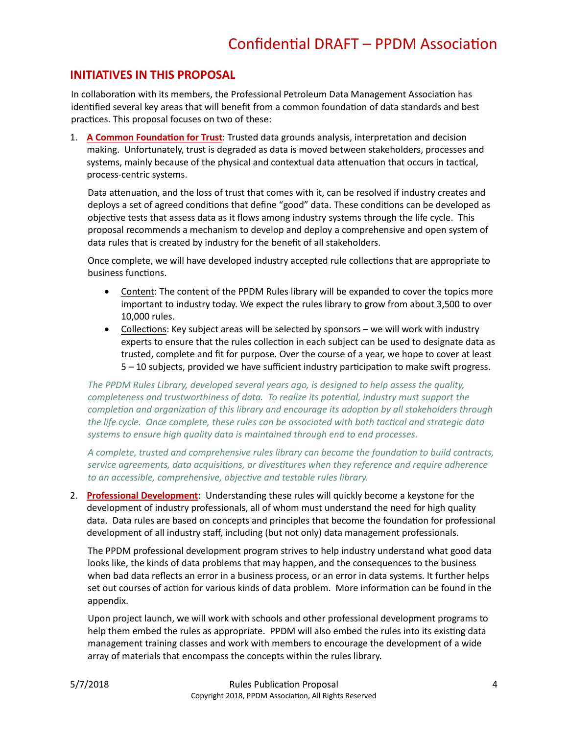## INITIATIVES IN THIS PROPOSAL

In collaboration with its members, the Professional Petroleum Data Management Association has identified several key areas that will benefit from a common foundation of data standards and best practices. This proposal focuses on two of these:

1. **A Common Foundation for Trust**: Trusted data grounds analysis, interpretation and decision making. Unfortunately, trust is degraded as data is moved between stakeholders, processes and systems, mainly because of the physical and contextual data attenuation that occurs in tactical, process-centric systems.

   Data attenuation, and the loss of trust that comes with it, can be resolved if industry creates and deploys a set of agreed conditions that define "good" data. These conditions can be developed as objective tests that assess data as it flows among industry systems through the life cycle. This proposal recommends a mechanism to develop and deploy a comprehensive and open system of data rules that is created by industry for the benefit of all stakeholders.

   Once complete, we will have developed industry accepted rule collections that are appropriate to business functions.

   - Content: The content of the PPDM Rules library will be expanded to cover the topics more important to industry today. We expect the rules library to grow from about 3,500 to over 10,000 rules.
   - Collections: Key subject areas will be selected by sponsors – we will work with industry experts to ensure that the rules collection in each subject can be used to designate data as trusted, complete and fit for purpose. Over the course of a year, we hope to cover at least 5 – 10 subjects, provided we have sufficient industry participation to make swift progress.

   *The PPDM Rules Library, developed several years ago, is designed to help assess the quality, completeness and trustworthiness of data. To realize its potential, industry must support the completion and organization of this library and encourage its adoption by all stakeholders through the life cycle. Once complete, these rules can be associated with both tactical and strategic data systems to ensure high quality data is maintained through end to end processes.*

   *A complete, trusted and comprehensive rules library can become the foundation to build contracts, service agreements, data acquisitions, or divestitures when they reference and require adherence to an accessible, comprehensive, objective and testable rules library.*

2. **Professional Development**: Understanding these rules will quickly become a keystone for the development of industry professionals, all of whom must understand the need for high quality data. Data rules are based on concepts and principles that become the foundation for professional development of all industry staff, including (but not only) data management professionals.

   The PPDM professional development program strives to help industry understand what good data looks like, the kinds of data problems that may happen, and the consequences to the business when bad data reflects an error in a business process, or an error in data systems. It further helps set out courses of action for various kinds of data problem. More information can be found in the appendix.

   Upon project launch, we will work with schools and other professional development programs to help them embed the rules as appropriate. PPDM will also embed the rules into its existing data management training classes and work with members to encourage the development of a wide array of materials that encompass the concepts within the rules library.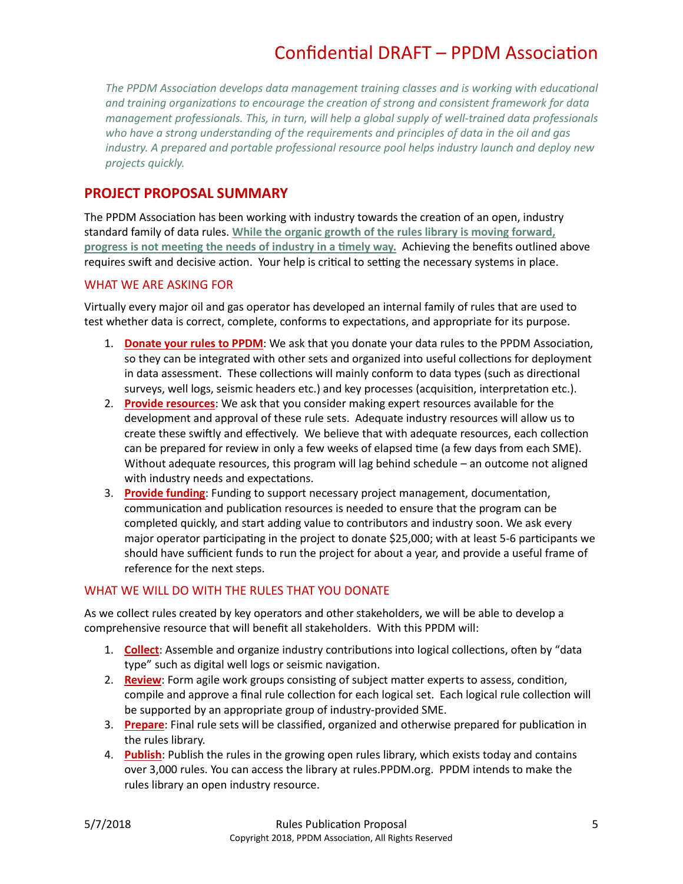*The PPDM Association develops data management training classes and is working with educational and training organizations to encourage the creation of strong and consistent framework for data management professionals. This, in turn, will help a global supply of well-trained data professionals who have a strong understanding of the requirements and principles of data in the oil and gas industry. A prepared and portable professional resource pool helps industry launch and deploy new projects quickly.*

## PROJECT PROPOSAL SUMMARY

The PPDM Association has been working with industry towards the creation of an open, industry standard family of data rules. **While the organic growth of the rules library is moving forward, progress is not meeting the needs of industry in a timely way.** Achieving the benefits outlined above requires swift and decisive action. Your help is critical to setting the necessary systems in place.

### WHAT WE ARE ASKING FOR

Virtually every major oil and gas operator has developed an internal family of rules that are used to test whether data is correct, complete, conforms to expectations, and appropriate for its purpose.

1. **Donate your rules to PPDM**: We ask that you donate your data rules to the PPDM Association, so they can be integrated with other sets and organized into useful collections for deployment in data assessment. These collections will mainly conform to data types (such as directional surveys, well logs, seismic headers etc.) and key processes (acquisition, interpretation etc.).
2. **Provide resources**: We ask that you consider making expert resources available for the development and approval of these rule sets. Adequate industry resources will allow us to create these swiftly and effectively. We believe that with adequate resources, each collection can be prepared for review in only a few weeks of elapsed time (a few days from each SME). Without adequate resources, this program will lag behind schedule – an outcome not aligned with industry needs and expectations.
3. **Provide funding**: Funding to support necessary project management, documentation, communication and publication resources is needed to ensure that the program can be completed quickly, and start adding value to contributors and industry soon. We ask every major operator participating in the project to donate $25,000; with at least 5-6 participants we should have sufficient funds to run the project for about a year, and provide a useful frame of reference for the next steps.

### WHAT WE WILL DO WITH THE RULES THAT YOU DONATE

As we collect rules created by key operators and other stakeholders, we will be able to develop a comprehensive resource that will benefit all stakeholders. With this PPDM will:

1. **Collect**: Assemble and organize industry contributions into logical collections, often by "data type" such as digital well logs or seismic navigation.
2. **Review**: Form agile work groups consisting of subject matter experts to assess, condition, compile and approve a final rule collection for each logical set. Each logical rule collection will be supported by an appropriate group of industry-provided SME.
3. **Prepare**: Final rule sets will be classified, organized and otherwise prepared for publication in the rules library.
4. **Publish**: Publish the rules in the growing open rules library, which exists today and contains over 3,000 rules. You can access the library at rules.PPDM.org. PPDM intends to make the rules library an open industry resource.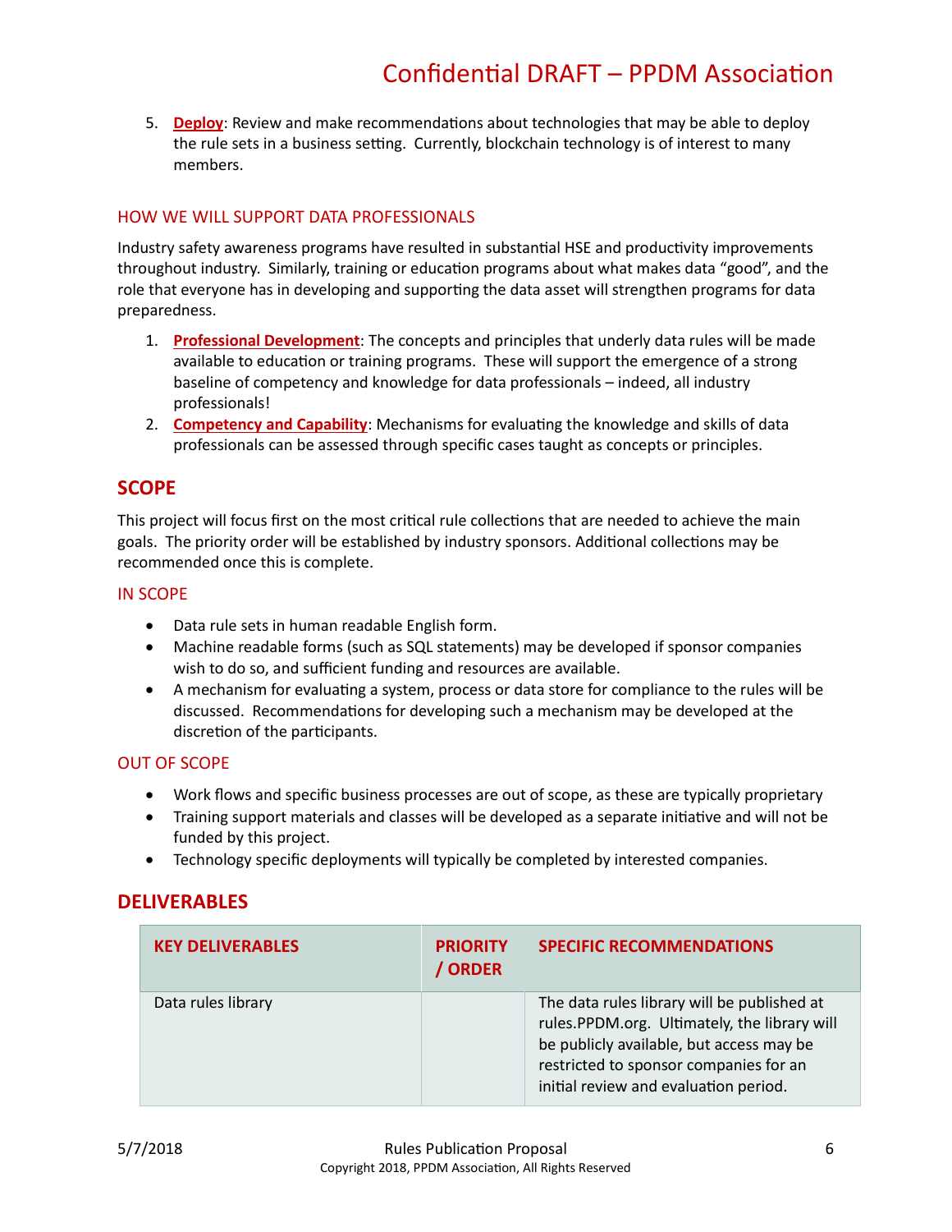5. **Deploy**: Review and make recommendations about technologies that may be able to deploy the rule sets in a business setting. Currently, blockchain technology is of interest to many members.

### HOW WE WILL SUPPORT DATA PROFESSIONALS

Industry safety awareness programs have resulted in substantial HSE and productivity improvements throughout industry. Similarly, training or education programs about what makes data "good", and the role that everyone has in developing and supporting the data asset will strengthen programs for data preparedness.

1. **Professional Development**: The concepts and principles that underly data rules will be made available to education or training programs. These will support the emergence of a strong baseline of competency and knowledge for data professionals – indeed, all industry professionals!
2. **Competency and Capability**: Mechanisms for evaluating the knowledge and skills of data professionals can be assessed through specific cases taught as concepts or principles.

## SCOPE

This project will focus first on the most critical rule collections that are needed to achieve the main goals. The priority order will be established by industry sponsors. Additional collections may be recommended once this is complete.

### IN SCOPE

- Data rule sets in human readable English form.
- Machine readable forms (such as SQL statements) may be developed if sponsor companies wish to do so, and sufficient funding and resources are available.
- A mechanism for evaluating a system, process or data store for compliance to the rules will be discussed. Recommendations for developing such a mechanism may be developed at the discretion of the participants.

### OUT OF SCOPE

- Work flows and specific business processes are out of scope, as these are typically proprietary
- Training support materials and classes will be developed as a separate initiative and will not be funded by this project.
- Technology specific deployments will typically be completed by interested companies.

## DELIVERABLES

| KEY DELIVERABLES | PRIORITY / ORDER | SPECIFIC RECOMMENDATIONS |
|---|---|---|
| Data rules library | | The data rules library will be published at rules.PPDM.org. Ultimately, the library will be publicly available, but access may be restricted to sponsor companies for an initial review and evaluation period. |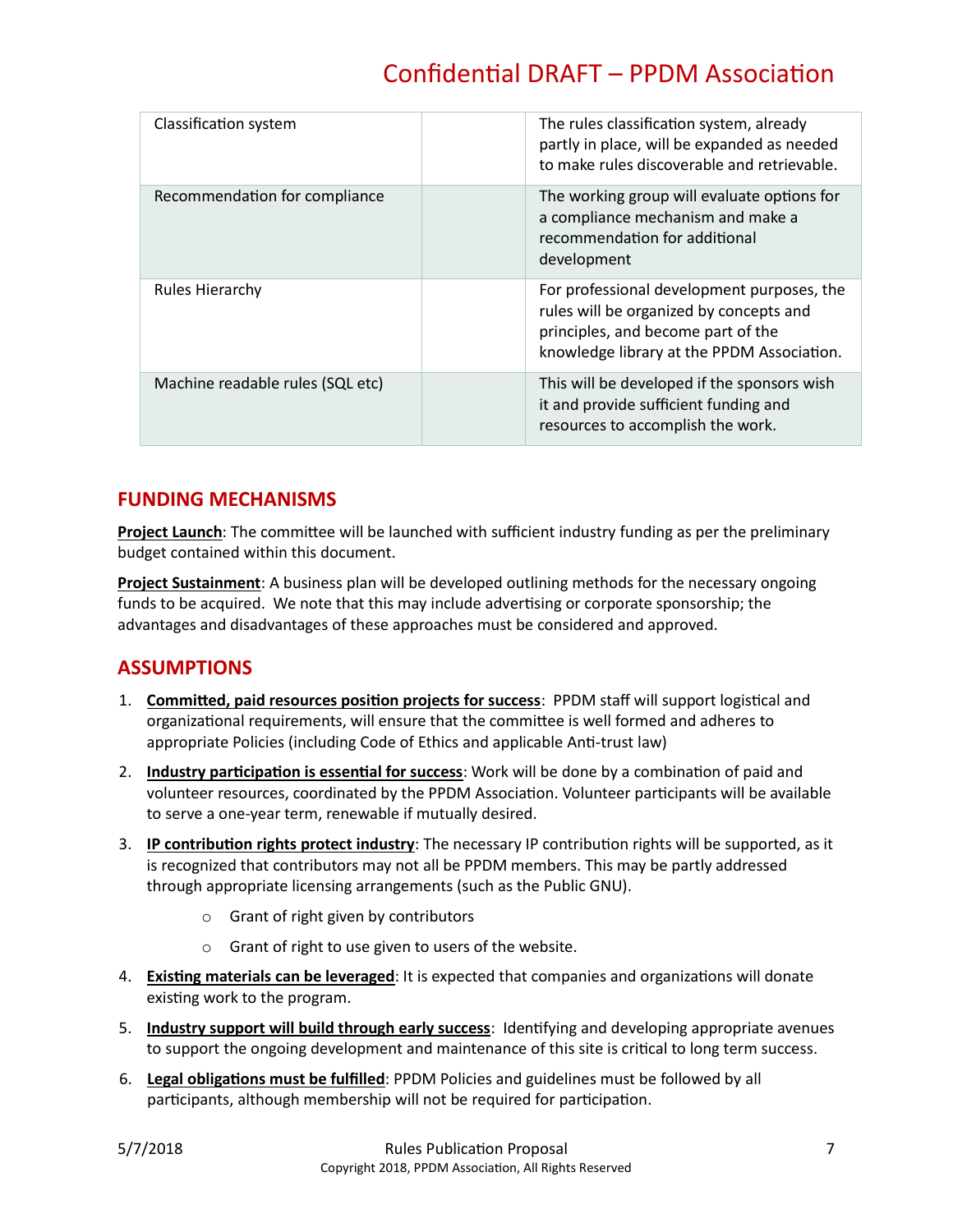| | | |
|---|---|---|
| Classification system | | The rules classification system, already partly in place, will be expanded as needed to make rules discoverable and retrievable. |
| Recommendation for compliance | | The working group will evaluate options for a compliance mechanism and make a recommendation for additional development |
| Rules Hierarchy | | For professional development purposes, the rules will be organized by concepts and principles, and become part of the knowledge library at the PPDM Association. |
| Machine readable rules (SQL etc) | | This will be developed if the sponsors wish it and provide sufficient funding and resources to accomplish the work. |

## FUNDING MECHANISMS

**Project Launch**: The committee will be launched with sufficient industry funding as per the preliminary budget contained within this document.

**Project Sustainment**: A business plan will be developed outlining methods for the necessary ongoing funds to be acquired. We note that this may include advertising or corporate sponsorship; the advantages and disadvantages of these approaches must be considered and approved.

## ASSUMPTIONS

1. **Committed, paid resources position projects for success**: PPDM staff will support logistical and organizational requirements, will ensure that the committee is well formed and adheres to appropriate Policies (including Code of Ethics and applicable Anti-trust law)
2. **Industry participation is essential for success**: Work will be done by a combination of paid and volunteer resources, coordinated by the PPDM Association. Volunteer participants will be available to serve a one-year term, renewable if mutually desired.
3. **IP contribution rights protect industry**: The necessary IP contribution rights will be supported, as it is recognized that contributors may not all be PPDM members. This may be partly addressed through appropriate licensing arrangements (such as the Public GNU).
   - Grant of right given by contributors
   - Grant of right to use given to users of the website.
4. **Existing materials can be leveraged**: It is expected that companies and organizations will donate existing work to the program.
5. **Industry support will build through early success**: Identifying and developing appropriate avenues to support the ongoing development and maintenance of this site is critical to long term success.
6. **Legal obligations must be fulfilled**: PPDM Policies and guidelines must be followed by all participants, although membership will not be required for participation.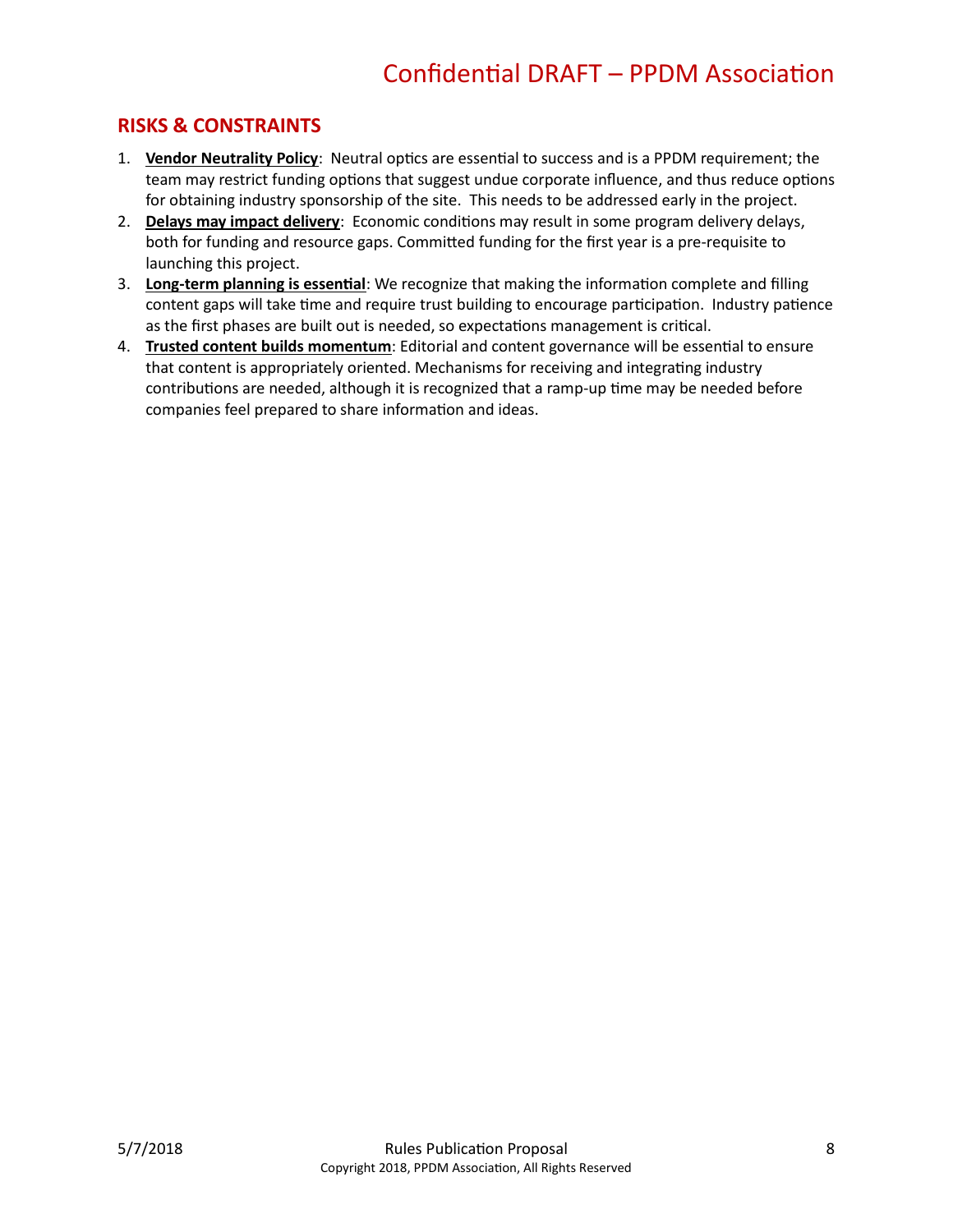## RISKS & CONSTRAINTS

1. **Vendor Neutrality Policy**: Neutral optics are essential to success and is a PPDM requirement; the team may restrict funding options that suggest undue corporate influence, and thus reduce options for obtaining industry sponsorship of the site. This needs to be addressed early in the project.
2. **Delays may impact delivery**: Economic conditions may result in some program delivery delays, both for funding and resource gaps. Committed funding for the first year is a pre-requisite to launching this project.
3. **Long-term planning is essential**: We recognize that making the information complete and filling content gaps will take time and require trust building to encourage participation. Industry patience as the first phases are built out is needed, so expectations management is critical.
4. **Trusted content builds momentum**: Editorial and content governance will be essential to ensure that content is appropriately oriented. Mechanisms for receiving and integrating industry contributions are needed, although it is recognized that a ramp-up time may be needed before companies feel prepared to share information and ideas.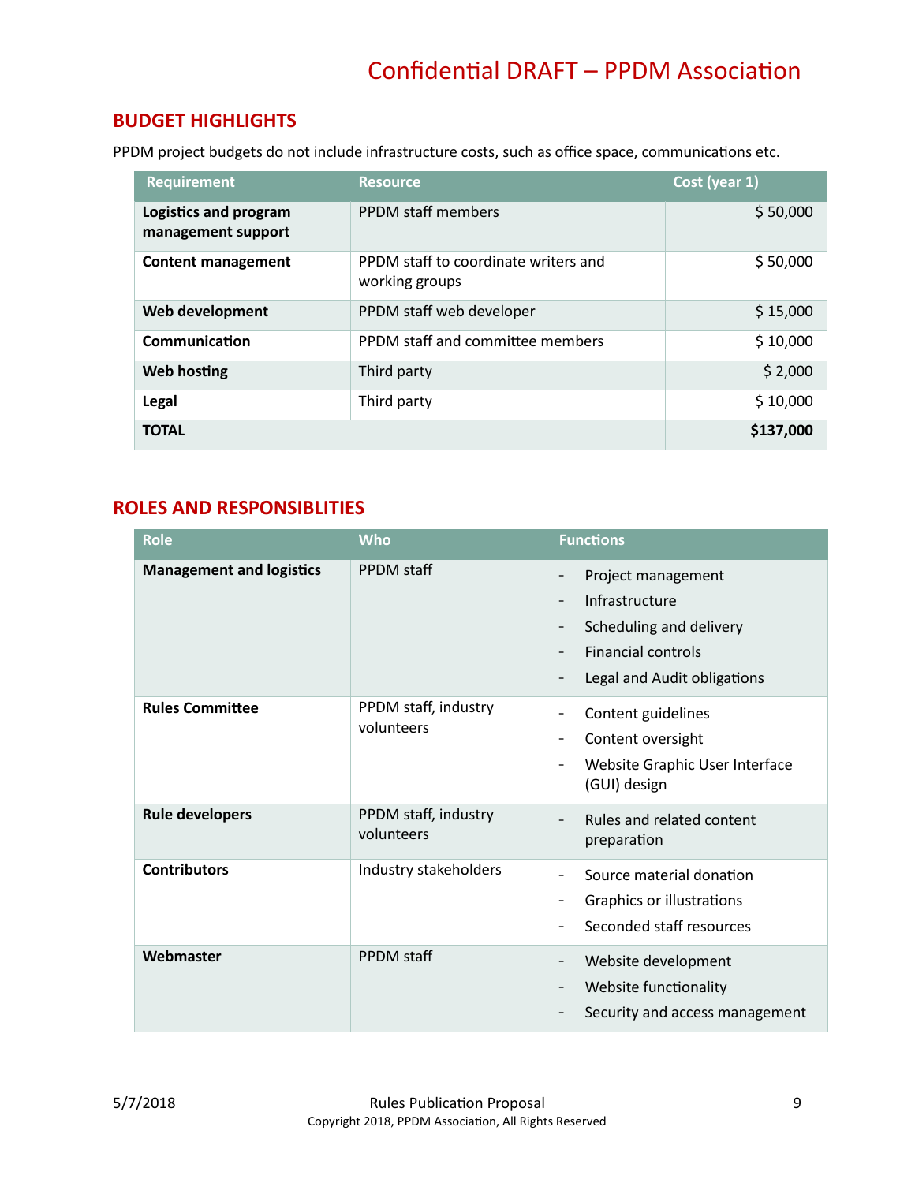## BUDGET HIGHLIGHTS

PPDM project budgets do not include infrastructure costs, such as office space, communications etc.

| Requirement | Resource | Cost (year 1) |
|---|---|---|
| **Logistics and program management support** | PPDM staff members | $ 50,000 |
| **Content management** | PPDM staff to coordinate writers and working groups | $ 50,000 |
| **Web development** | PPDM staff web developer | $ 15,000 |
| **Communication** | PPDM staff and committee members | $ 10,000 |
| **Web hosting** | Third party | $ 2,000 |
| **Legal** | Third party | $ 10,000 |
| **TOTAL** | | **$137,000** |

## ROLES AND RESPONSIBLITIES

| Role | Who | Functions |
|---|---|---|
| **Management and logistics** | PPDM staff | - Project management<br>- Infrastructure<br>- Scheduling and delivery<br>- Financial controls<br>- Legal and Audit obligations |
| **Rules Committee** | PPDM staff, industry volunteers | - Content guidelines<br>- Content oversight<br>- Website Graphic User Interface (GUI) design |
| **Rule developers** | PPDM staff, industry volunteers | - Rules and related content preparation |
| **Contributors** | Industry stakeholders | - Source material donation<br>- Graphics or illustrations<br>- Seconded staff resources |
| **Webmaster** | PPDM staff | - Website development<br>- Website functionality<br>- Security and access management |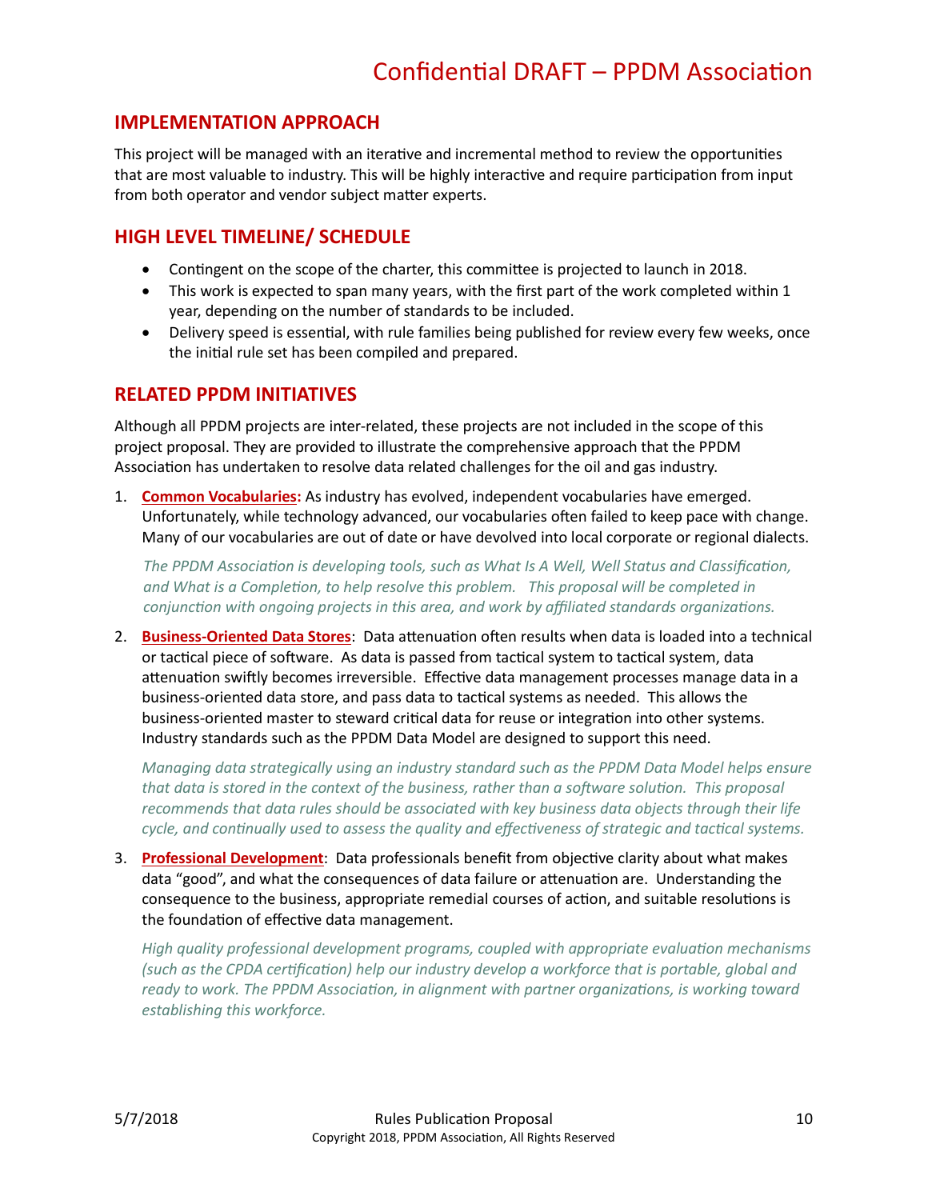## IMPLEMENTATION APPROACH

This project will be managed with an iterative and incremental method to review the opportunities that are most valuable to industry. This will be highly interactive and require participation from input from both operator and vendor subject matter experts.

## HIGH LEVEL TIMELINE/ SCHEDULE

- Contingent on the scope of the charter, this committee is projected to launch in 2018.
- This work is expected to span many years, with the first part of the work completed within 1 year, depending on the number of standards to be included.
- Delivery speed is essential, with rule families being published for review every few weeks, once the initial rule set has been compiled and prepared.

## RELATED PPDM INITIATIVES

Although all PPDM projects are inter-related, these projects are not included in the scope of this project proposal. They are provided to illustrate the comprehensive approach that the PPDM Association has undertaken to resolve data related challenges for the oil and gas industry.

1. **Common Vocabularies:** As industry has evolved, independent vocabularies have emerged. Unfortunately, while technology advanced, our vocabularies often failed to keep pace with change. Many of our vocabularies are out of date or have devolved into local corporate or regional dialects.

   *The PPDM Association is developing tools, such as What Is A Well, Well Status and Classification, and What is a Completion, to help resolve this problem. This proposal will be completed in conjunction with ongoing projects in this area, and work by affiliated standards organizations.*

2. **Business-Oriented Data Stores**: Data attenuation often results when data is loaded into a technical or tactical piece of software. As data is passed from tactical system to tactical system, data attenuation swiftly becomes irreversible. Effective data management processes manage data in a business-oriented data store, and pass data to tactical systems as needed. This allows the business-oriented master to steward critical data for reuse or integration into other systems. Industry standards such as the PPDM Data Model are designed to support this need.

   *Managing data strategically using an industry standard such as the PPDM Data Model helps ensure that data is stored in the context of the business, rather than a software solution. This proposal recommends that data rules should be associated with key business data objects through their life cycle, and continually used to assess the quality and effectiveness of strategic and tactical systems.*

3. **Professional Development**: Data professionals benefit from objective clarity about what makes data "good", and what the consequences of data failure or attenuation are. Understanding the consequence to the business, appropriate remedial courses of action, and suitable resolutions is the foundation of effective data management.

   *High quality professional development programs, coupled with appropriate evaluation mechanisms (such as the CPDA certification) help our industry develop a workforce that is portable, global and ready to work. The PPDM Association, in alignment with partner organizations, is working toward establishing this workforce.*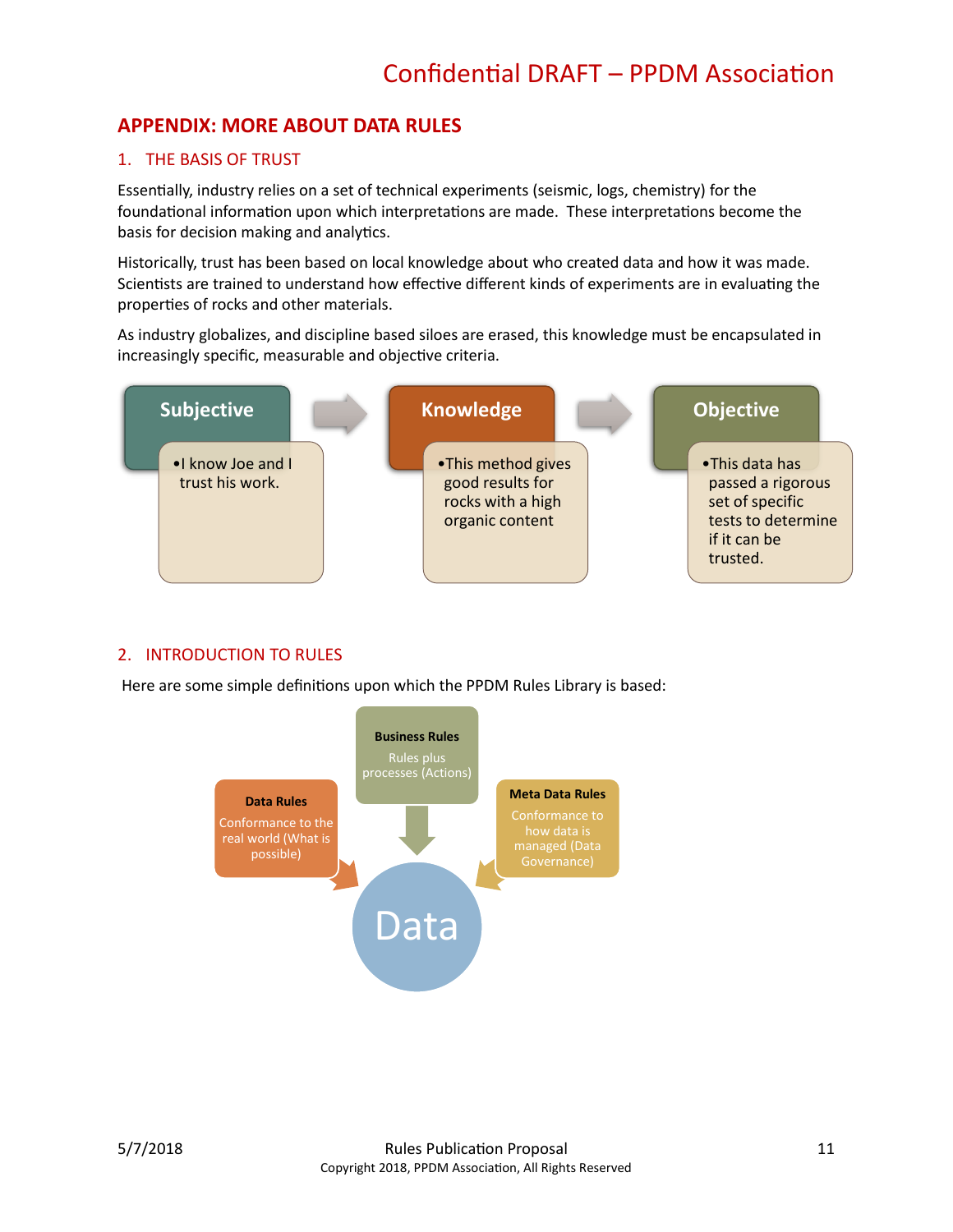## APPENDIX: MORE ABOUT DATA RULES

### 1. THE BASIS OF TRUST

Essentially, industry relies on a set of technical experiments (seismic, logs, chemistry) for the foundational information upon which interpretations are made. These interpretations become the basis for decision making and analytics.

Historically, trust has been based on local knowledge about who created data and how it was made. Scientists are trained to understand how effective different kinds of experiments are in evaluating the properties of rocks and other materials.

As industry globalizes, and discipline based siloes are erased, this knowledge must be encapsulated in increasingly specific, measurable and objective criteria.

**Subjective** → **Knowledge** → **Objective**

- **Subjective**
  - I know Joe and I trust his work.
- **Knowledge**
  - This method gives good results for rocks with a high organic content
- **Objective**
  - This data has passed a rigorous set of specific tests to determine if it can be trusted.

### 2. INTRODUCTION TO RULES

Here are some simple definitions upon which the PPDM Rules Library is based:

- **Business Rules**: Rules plus processes (Actions)
- **Data Rules**: Conformance to the real world (What is possible)
- **Meta Data Rules**: Conformance to how data is managed (Data Governance)

→ **Data**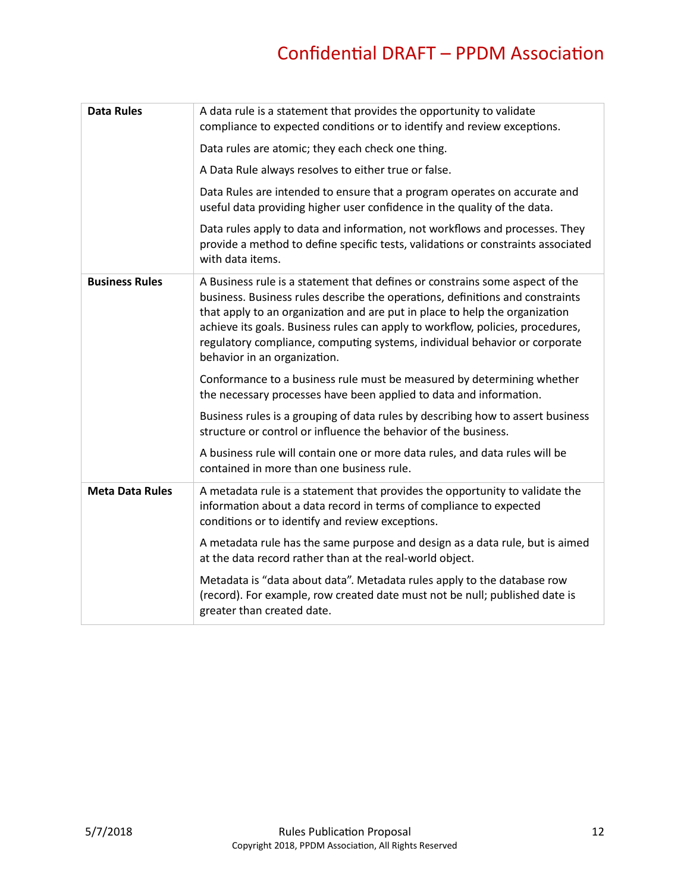| | |
|---|---|
| **Data Rules** | A data rule is a statement that provides the opportunity to validate compliance to expected conditions or to identify and review exceptions.<br><br>Data rules are atomic; they each check one thing.<br><br>A Data Rule always resolves to either true or false.<br><br>Data Rules are intended to ensure that a program operates on accurate and useful data providing higher user confidence in the quality of the data.<br><br>Data rules apply to data and information, not workflows and processes. They provide a method to define specific tests, validations or constraints associated with data items. |
| **Business Rules** | A Business rule is a statement that defines or constrains some aspect of the business. Business rules describe the operations, definitions and constraints that apply to an organization and are put in place to help the organization achieve its goals. Business rules can apply to workflow, policies, procedures, regulatory compliance, computing systems, individual behavior or corporate behavior in an organization.<br><br>Conformance to a business rule must be measured by determining whether the necessary processes have been applied to data and information.<br><br>Business rules is a grouping of data rules by describing how to assert business structure or control or influence the behavior of the business.<br><br>A business rule will contain one or more data rules, and data rules will be contained in more than one business rule. |
| **Meta Data Rules** | A metadata rule is a statement that provides the opportunity to validate the information about a data record in terms of compliance to expected conditions or to identify and review exceptions.<br><br>A metadata rule has the same purpose and design as a data rule, but is aimed at the data record rather than at the real-world object.<br><br>Metadata is "data about data". Metadata rules apply to the database row (record). For example, row created date must not be null; published date is greater than created date. |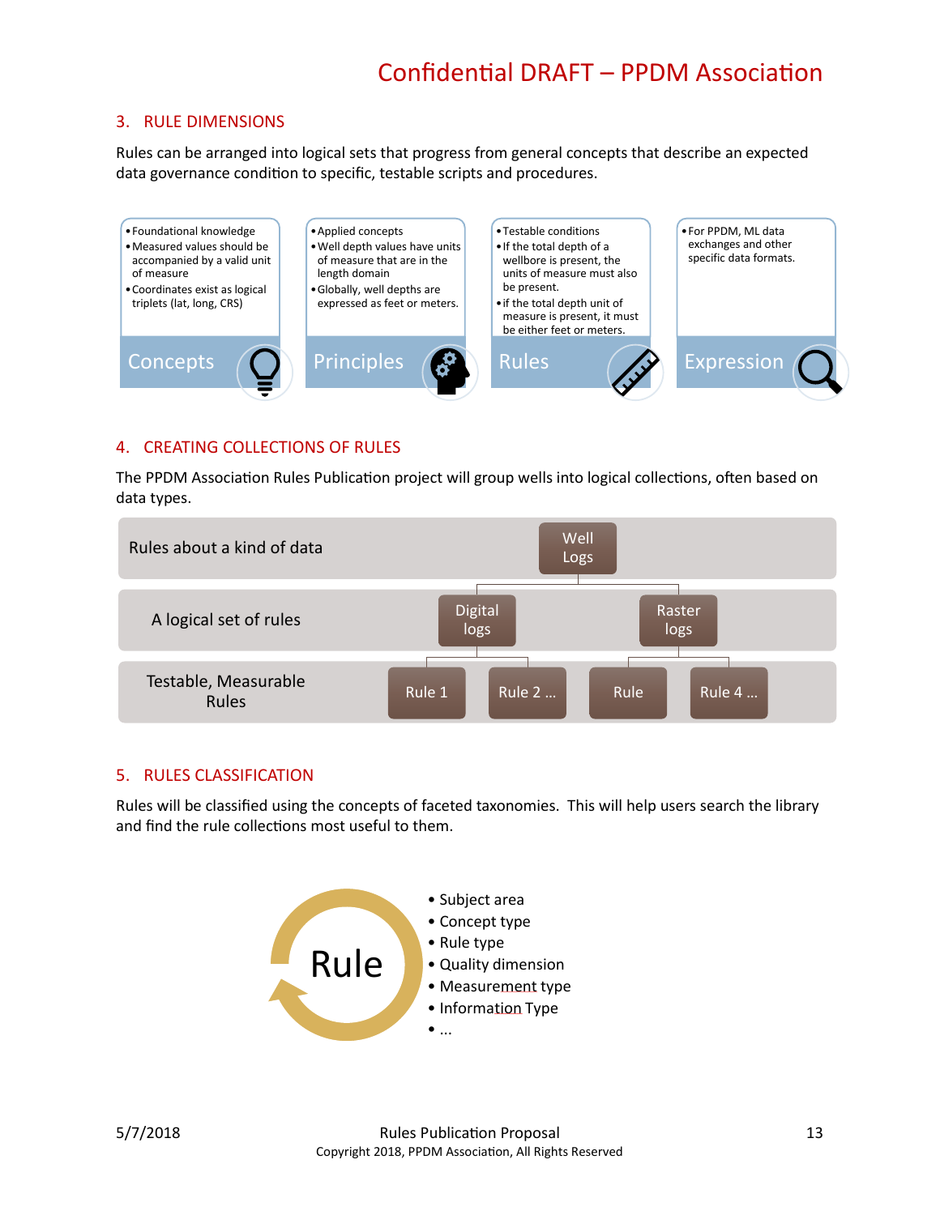## 3. RULE DIMENSIONS

Rules can be arranged into logical sets that progress from general concepts that describe an expected data governance condition to specific, testable scripts and procedures.

**Concepts**
- Foundational knowledge
- Measured values should be accompanied by a valid unit of measure
- Coordinates exist as logical triplets (lat, long, CRS)

**Principles**
- Applied concepts
- Well depth values have units of measure that are in the length domain
- Globally, well depths are expressed as feet or meters.

**Rules**
- Testable conditions
- If the total depth of a wellbore is present, the units of measure must also be present.
- if the total depth unit of measure is present, it must be either feet or meters.

**Expression**
- For PPDM, ML data exchanges and other specific data formats.

## 4. CREATING COLLECTIONS OF RULES

The PPDM Association Rules Publication project will group wells into logical collections, often based on data types.

| Level | Items |
|---|---|
| Rules about a kind of data | Well Logs |
| A logical set of rules | Digital logs; Raster logs |
| Testable, Measurable Rules | Digital logs: Rule 1, Rule 2 …; Raster logs: Rule, Rule 4 … |

## 5. RULES CLASSIFICATION

Rules will be classified using the concepts of faceted taxonomies. This will help users search the library and find the rule collections most useful to them.

Rule

- Subject area
- Concept type
- Rule type
- Quality dimension
- Measurement type
- Information Type
- …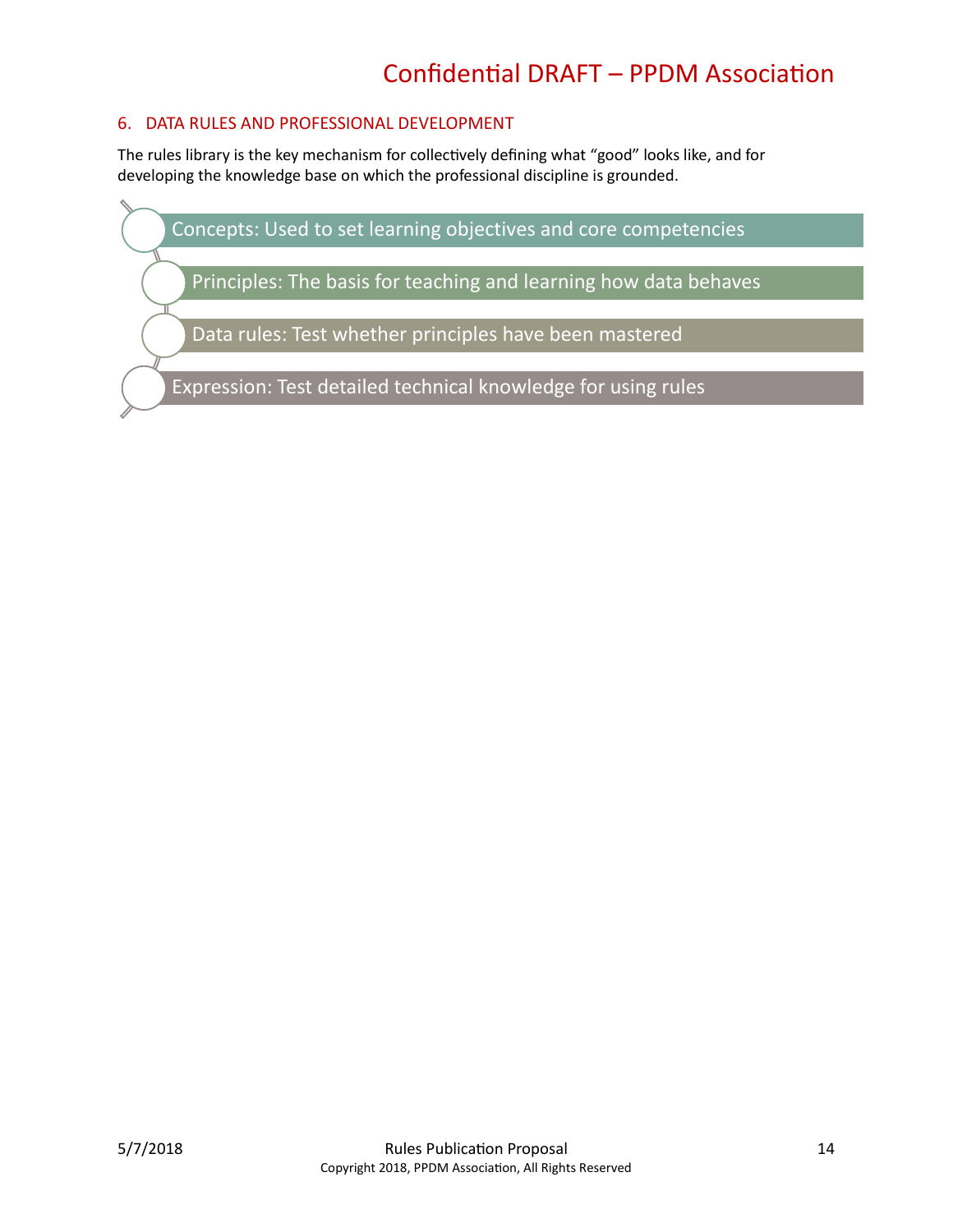## 6. DATA RULES AND PROFESSIONAL DEVELOPMENT

The rules library is the key mechanism for collectively defining what "good" looks like, and for developing the knowledge base on which the professional discipline is grounded.

- Concepts: Used to set learning objectives and core competencies
- Principles: The basis for teaching and learning how data behaves
- Data rules: Test whether principles have been mastered
- Expression: Test detailed technical knowledge for using rules